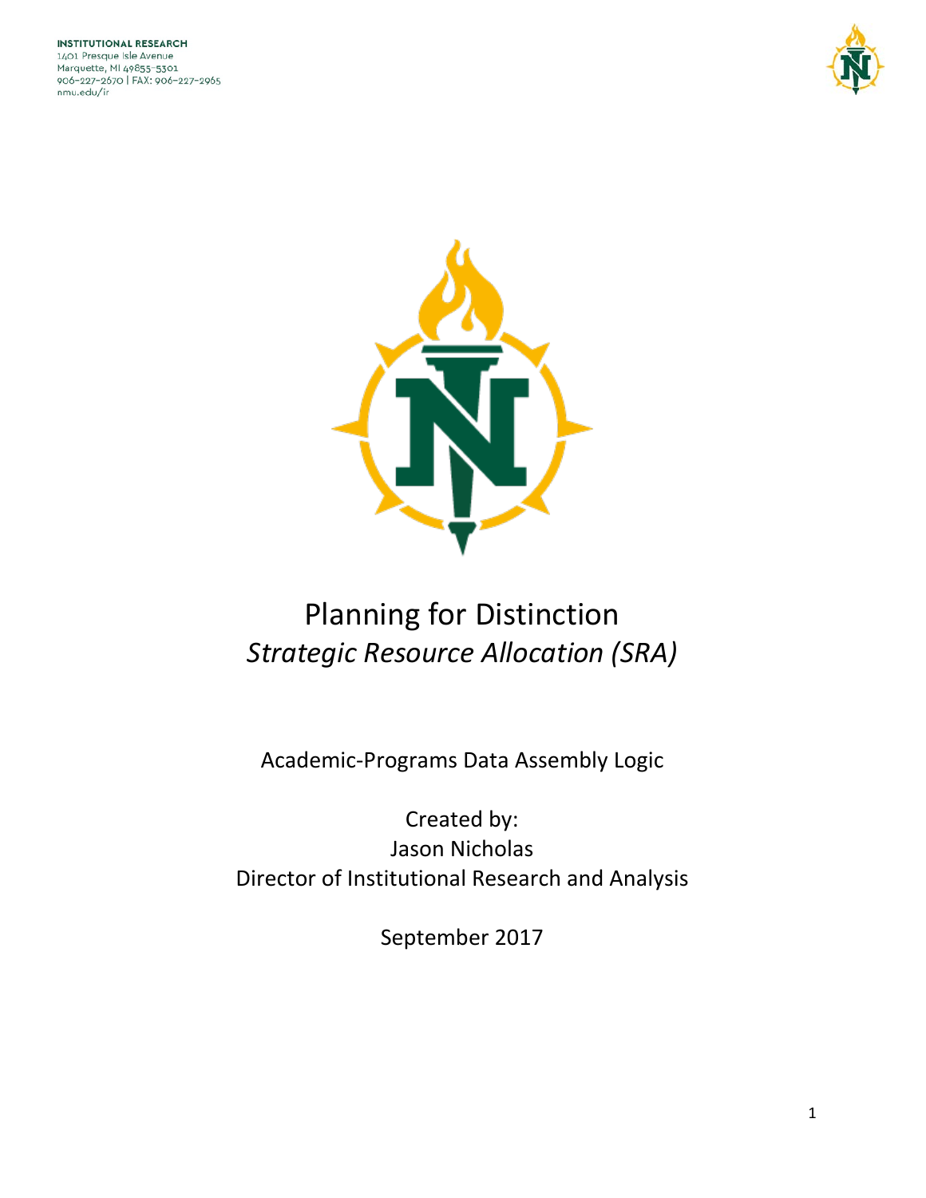INSTITUTIONAL RESEARCH
1401 Presque Isle Avenue
Marquette, MI 49855-5301
906-227-2670 | FAX: 906-227-2965
nmu.edu/ir

# Planning for Distinction
## *Strategic Resource Allocation (SRA)*

Academic-Programs Data Assembly Logic

Created by:
Jason Nicholas
Director of Institutional Research and Analysis

September 2017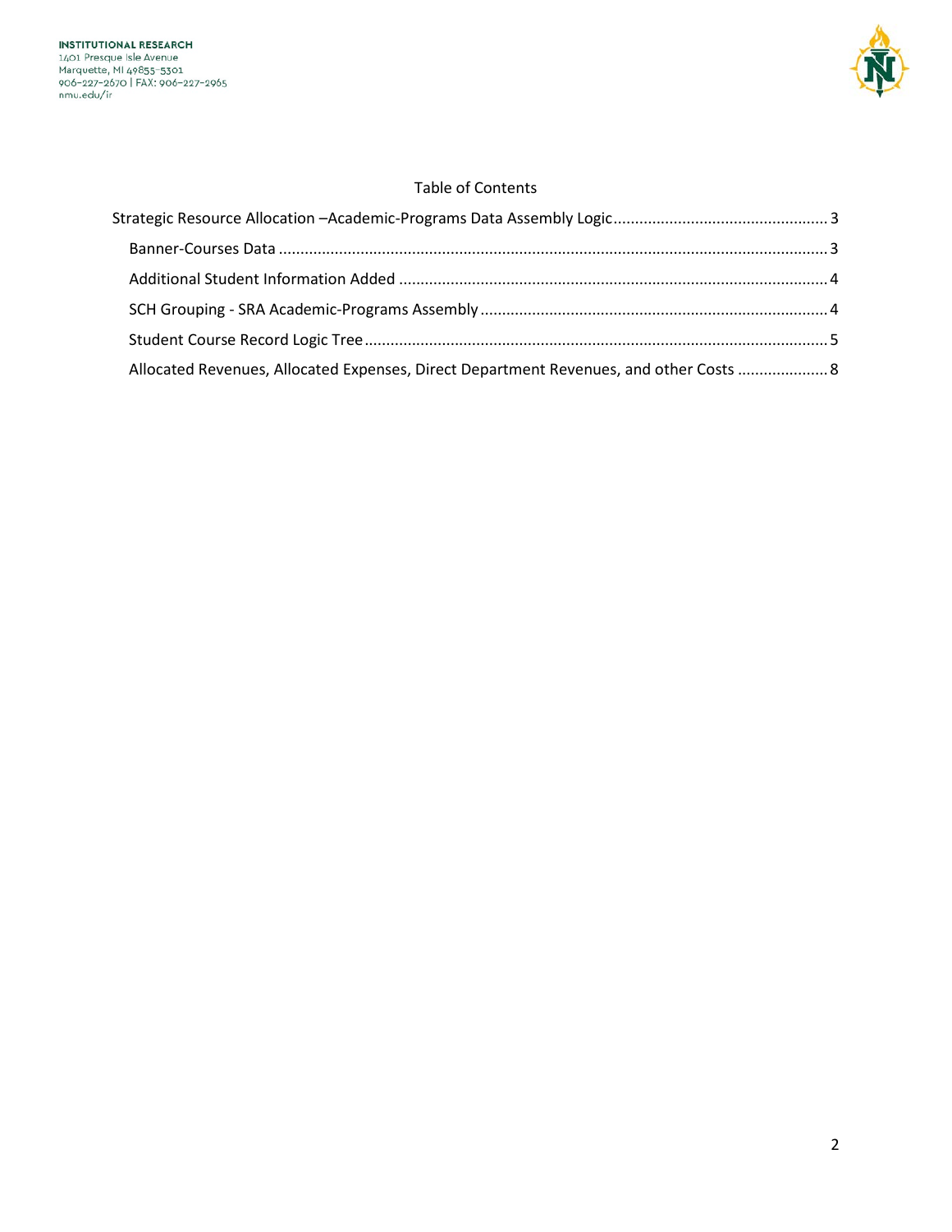INSTITUTIONAL RESEARCH
1401 Presque Isle Avenue
Marquette, MI 49855-5301
906-227-2670 | FAX: 906-227-2965
nmu.edu/ir

Table of Contents

Strategic Resource Allocation –Academic-Programs Data Assembly Logic .................................................. 3

- Banner-Courses Data .............................................................................................................................. 3
- Additional Student Information Added ................................................................................................... 4
- SCH Grouping - SRA Academic-Programs Assembly ................................................................................ 4
- Student Course Record Logic Tree .......................................................................................................... 5
- Allocated Revenues, Allocated Expenses, Direct Department Revenues, and other Costs ..................... 8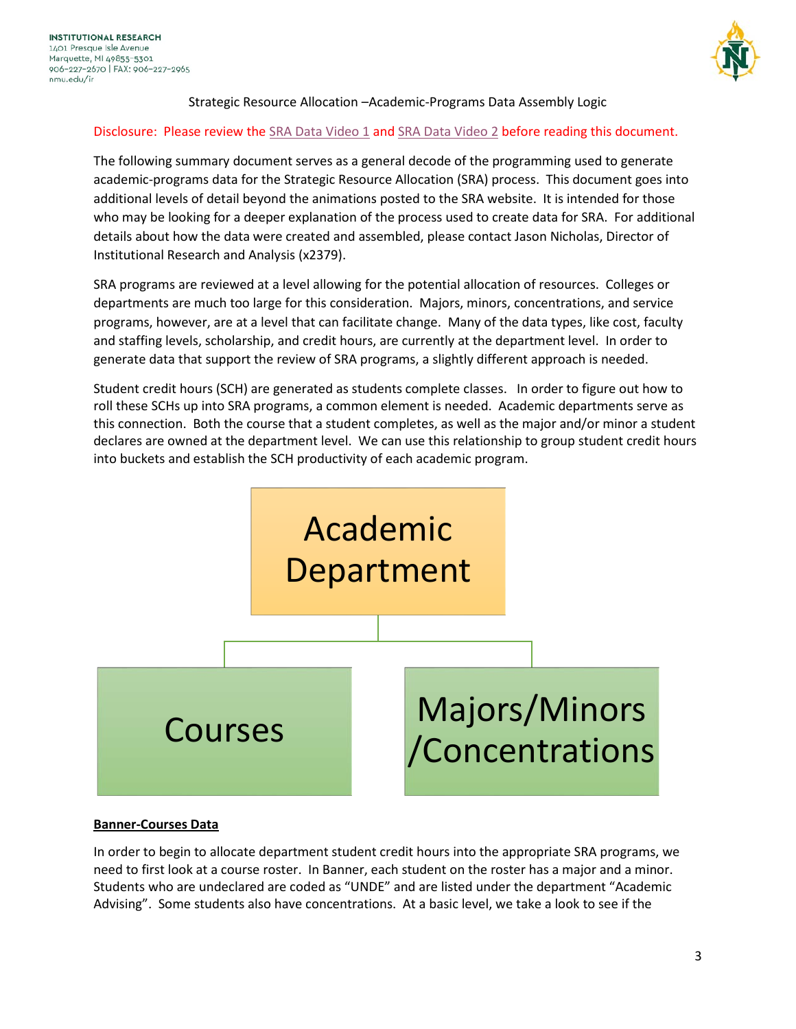**INSTITUTIONAL RESEARCH**
1401 Presque Isle Avenue
Marquette, MI 49855-5301
906-227-2670 | FAX: 906-227-2965
nmu.edu/ir

Strategic Resource Allocation –Academic-Programs Data Assembly Logic

Disclosure: Please review the SRA Data Video 1 and SRA Data Video 2 before reading this document.

The following summary document serves as a general decode of the programming used to generate academic-programs data for the Strategic Resource Allocation (SRA) process. This document goes into additional levels of detail beyond the animations posted to the SRA website. It is intended for those who may be looking for a deeper explanation of the process used to create data for SRA. For additional details about how the data were created and assembled, please contact Jason Nicholas, Director of Institutional Research and Analysis (x2379).

SRA programs are reviewed at a level allowing for the potential allocation of resources. Colleges or departments are much too large for this consideration. Majors, minors, concentrations, and service programs, however, are at a level that can facilitate change. Many of the data types, like cost, faculty and staffing levels, scholarship, and credit hours, are currently at the department level. In order to generate data that support the review of SRA programs, a slightly different approach is needed.

Student credit hours (SCH) are generated as students complete classes. In order to figure out how to roll these SCHs up into SRA programs, a common element is needed. Academic departments serve as this connection. Both the course that a student completes, as well as the major and/or minor a student declares are owned at the department level. We can use this relationship to group student credit hours into buckets and establish the SCH productivity of each academic program.

Academic Department

Courses | Majors/Minors/Concentrations

**Banner-Courses Data**

In order to begin to allocate department student credit hours into the appropriate SRA programs, we need to first look at a course roster. In Banner, each student on the roster has a major and a minor. Students who are undeclared are coded as "UNDE" and are listed under the department "Academic Advising". Some students also have concentrations. At a basic level, we take a look to see if the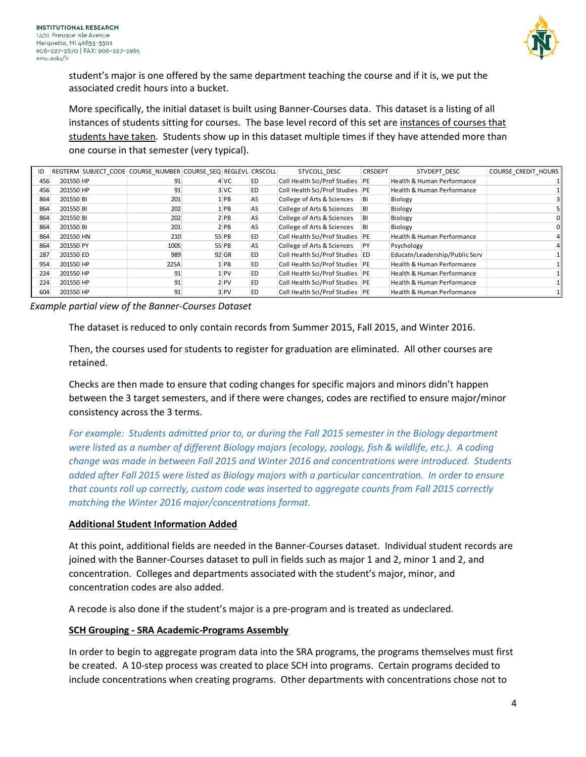student's major is one offered by the same department teaching the course and if it is, we put the associated credit hours into a bucket.

More specifically, the initial dataset is built using Banner-Courses data. This dataset is a listing of all instances of students sitting for courses. The base level record of this set are <u>instances of courses that students have taken</u>. Students show up in this dataset multiple times if they have attended more than one course in that semester (very typical).

| ID | REGTERM | SUBJECT_CODE | COURSE_NUMBER | COURSE_SEQ | REGLEVL | CRSCOLL | STVCOLL_DESC | CRSDEPT | STVDEPT_DESC | COURSE_CREDIT_HOURS |
|---|---|---|---|---|---|---|---|---|---|---|
| 456 | 201550 | HP | 91 | 4 | VC | ED | Coll Health Sci/Prof Studies | PE | Health & Human Performance | 1 |
| 456 | 201550 | HP | 91 | 3 | VC | ED | Coll Health Sci/Prof Studies | PE | Health & Human Performance | 1 |
| 864 | 201550 | BI | 201 | 1 | PB | AS | College of Arts & Sciences | BI | Biology | 3 |
| 864 | 201550 | BI | 202 | 1 | PB | AS | College of Arts & Sciences | BI | Biology | 5 |
| 864 | 201550 | BI | 202 | 2 | PB | AS | College of Arts & Sciences | BI | Biology | 0 |
| 864 | 201550 | BI | 201 | 2 | PB | AS | College of Arts & Sciences | BI | Biology | 0 |
| 864 | 201550 | HN | 210 | 55 | PB | ED | Coll Health Sci/Prof Studies | PE | Health & Human Performance | 4 |
| 864 | 201550 | PY | 100S | 55 | PB | AS | College of Arts & Sciences | PY | Psychology | 4 |
| 287 | 201550 | ED | 989 | 92 | GR | ED | Coll Health Sci/Prof Studies | ED | Educatn/Leadership/Public Serv | 1 |
| 954 | 201550 | HP | 225A | 1 | PB | ED | Coll Health Sci/Prof Studies | PE | Health & Human Performance | 1 |
| 224 | 201550 | HP | 91 | 1 | PV | ED | Coll Health Sci/Prof Studies | PE | Health & Human Performance | 1 |
| 224 | 201550 | HP | 91 | 2 | PV | ED | Coll Health Sci/Prof Studies | PE | Health & Human Performance | 1 |
| 604 | 201550 | HP | 91 | 3 | PV | ED | Coll Health Sci/Prof Studies | PE | Health & Human Performance | 1 |

*Example partial view of the Banner-Courses Dataset*

The dataset is reduced to only contain records from Summer 2015, Fall 2015, and Winter 2016.

Then, the courses used for students to register for graduation are eliminated. All other courses are retained.

Checks are then made to ensure that coding changes for specific majors and minors didn't happen between the 3 target semesters, and if there were changes, codes are rectified to ensure major/minor consistency across the 3 terms.

*For example: Students admitted prior to, or during the Fall 2015 semester in the Biology department were listed as a number of different Biology majors (ecology, zoology, fish & wildlife, etc.). A coding change was made in between Fall 2015 and Winter 2016 and concentrations were introduced. Students added after Fall 2015 were listed as Biology majors with a particular concentration. In order to ensure that counts roll up correctly, custom code was inserted to aggregate counts from Fall 2015 correctly matching the Winter 2016 major/concentrations format.*

**<u>Additional Student Information Added</u>**

At this point, additional fields are needed in the Banner-Courses dataset. Individual student records are joined with the Banner-Courses dataset to pull in fields such as major 1 and 2, minor 1 and 2, and concentration. Colleges and departments associated with the student's major, minor, and concentration codes are also added.

A recode is also done if the student's major is a pre-program and is treated as undeclared.

**<u>SCH Grouping - SRA Academic-Programs Assembly</u>**

In order to begin to aggregate program data into the SRA programs, the programs themselves must first be created. A 10-step process was created to place SCH into programs. Certain programs decided to include concentrations when creating programs. Other departments with concentrations chose not to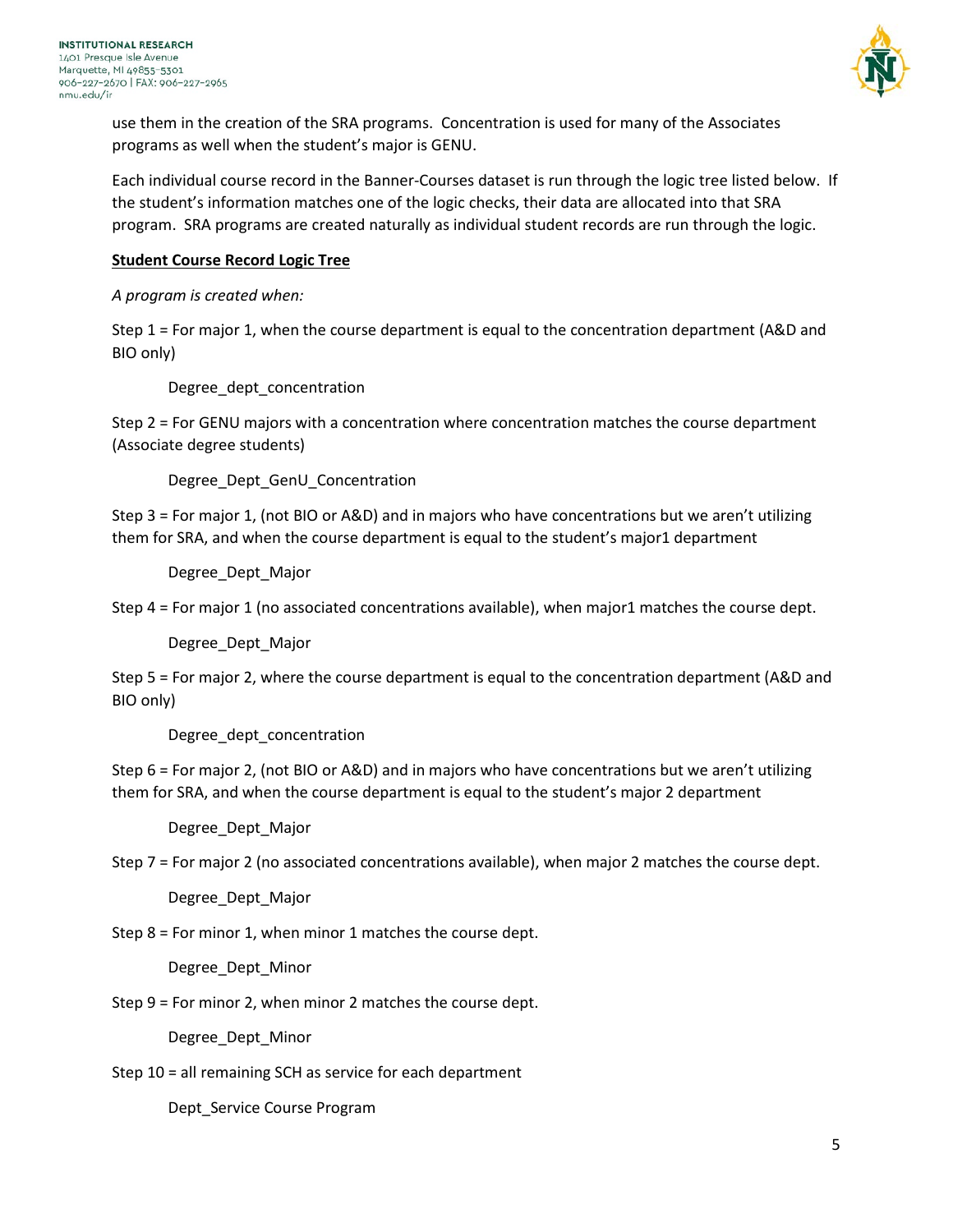use them in the creation of the SRA programs. Concentration is used for many of the Associates programs as well when the student's major is GENU.

Each individual course record in the Banner-Courses dataset is run through the logic tree listed below. If the student's information matches one of the logic checks, their data are allocated into that SRA program. SRA programs are created naturally as individual student records are run through the logic.

**Student Course Record Logic Tree**

*A program is created when:*

Step 1 = For major 1, when the course department is equal to the concentration department (A&D and BIO only)

Degree_dept_concentration

Step 2 = For GENU majors with a concentration where concentration matches the course department (Associate degree students)

Degree_Dept_GenU_Concentration

Step 3 = For major 1, (not BIO or A&D) and in majors who have concentrations but we aren't utilizing them for SRA, and when the course department is equal to the student's major1 department

Degree_Dept_Major

Step 4 = For major 1 (no associated concentrations available), when major1 matches the course dept.

Degree_Dept_Major

Step 5 = For major 2, where the course department is equal to the concentration department (A&D and BIO only)

Degree_dept_concentration

Step 6 = For major 2, (not BIO or A&D) and in majors who have concentrations but we aren't utilizing them for SRA, and when the course department is equal to the student's major 2 department

Degree_Dept_Major

Step 7 = For major 2 (no associated concentrations available), when major 2 matches the course dept.

Degree_Dept_Major

Step 8 = For minor 1, when minor 1 matches the course dept.

Degree_Dept_Minor

Step 9 = For minor 2, when minor 2 matches the course dept.

Degree_Dept_Minor

Step 10 = all remaining SCH as service for each department

Dept_Service Course Program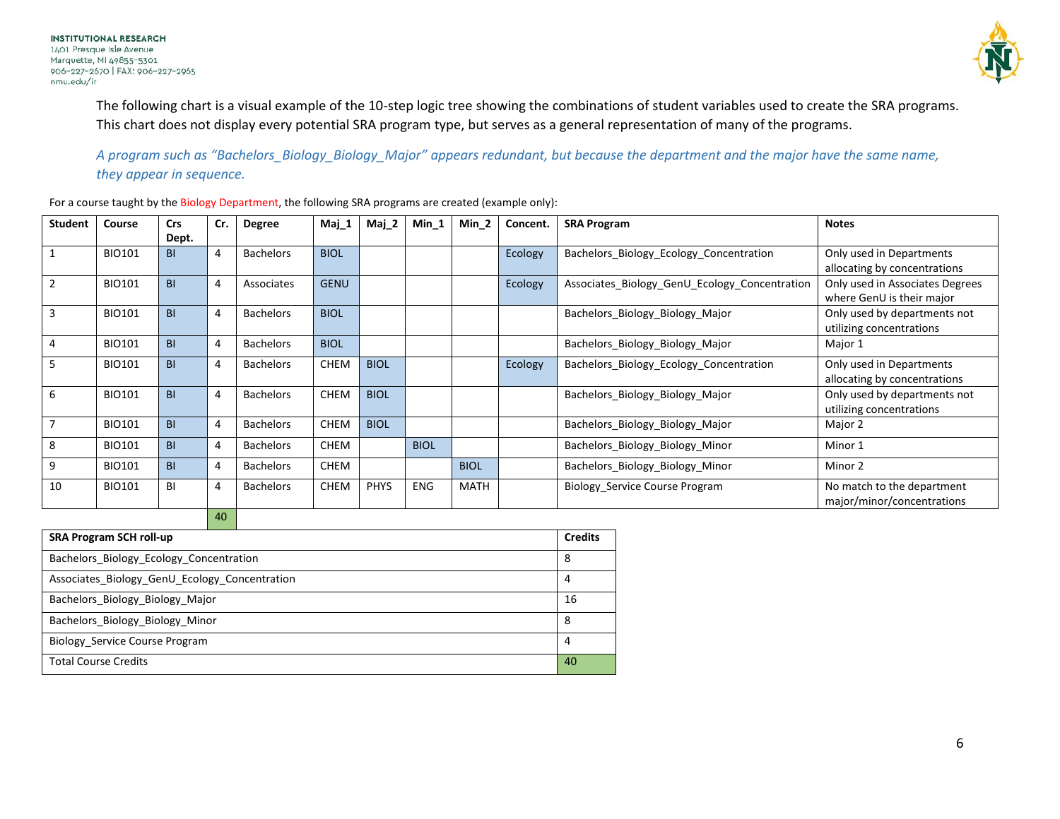The following chart is a visual example of the 10-step logic tree showing the combinations of student variables used to create the SRA programs. This chart does not display every potential SRA program type, but serves as a general representation of many of the programs.

*A program such as "Bachelors_Biology_Biology_Major" appears redundant, but because the department and the major have the same name, they appear in sequence.*

For a course taught by the Biology Department, the following SRA programs are created (example only):

| Student | Course | Crs Dept. | Cr. | Degree | Maj_1 | Maj_2 | Min_1 | Min_2 | Concent. | SRA Program | Notes |
|---|---|---|---|---|---|---|---|---|---|---|---|
| 1 | BIO101 | BI | 4 | Bachelors | BIOL | | | | Ecology | Bachelors_Biology_Ecology_Concentration | Only used in Departments allocating by concentrations |
| 2 | BIO101 | BI | 4 | Associates | GENU | | | | Ecology | Associates_Biology_GenU_Ecology_Concentration | Only used in Associates Degrees where GenU is their major |
| 3 | BIO101 | BI | 4 | Bachelors | BIOL | | | | | Bachelors_Biology_Biology_Major | Only used by departments not utilizing concentrations |
| 4 | BIO101 | BI | 4 | Bachelors | BIOL | | | | | Bachelors_Biology_Biology_Major | Major 1 |
| 5 | BIO101 | BI | 4 | Bachelors | CHEM | BIOL | | | Ecology | Bachelors_Biology_Ecology_Concentration | Only used in Departments allocating by concentrations |
| 6 | BIO101 | BI | 4 | Bachelors | CHEM | BIOL | | | | Bachelors_Biology_Biology_Major | Only used by departments not utilizing concentrations |
| 7 | BIO101 | BI | 4 | Bachelors | CHEM | BIOL | | | | Bachelors_Biology_Biology_Major | Major 2 |
| 8 | BIO101 | BI | 4 | Bachelors | CHEM | | BIOL | | | Bachelors_Biology_Biology_Minor | Minor 1 |
| 9 | BIO101 | BI | 4 | Bachelors | CHEM | | | BIOL | | Bachelors_Biology_Biology_Minor | Minor 2 |
| 10 | BIO101 | BI | 4 | Bachelors | CHEM | PHYS | ENG | MATH | | Biology_Service Course Program | No match to the department major/minor/concentrations |
| | | | 40 | | | | | | | | |

| SRA Program SCH roll-up | Credits |
|---|---|
| Bachelors_Biology_Ecology_Concentration | 8 |
| Associates_Biology_GenU_Ecology_Concentration | 4 |
| Bachelors_Biology_Biology_Major | 16 |
| Bachelors_Biology_Biology_Minor | 8 |
| Biology_Service Course Program | 4 |
| Total Course Credits | 40 |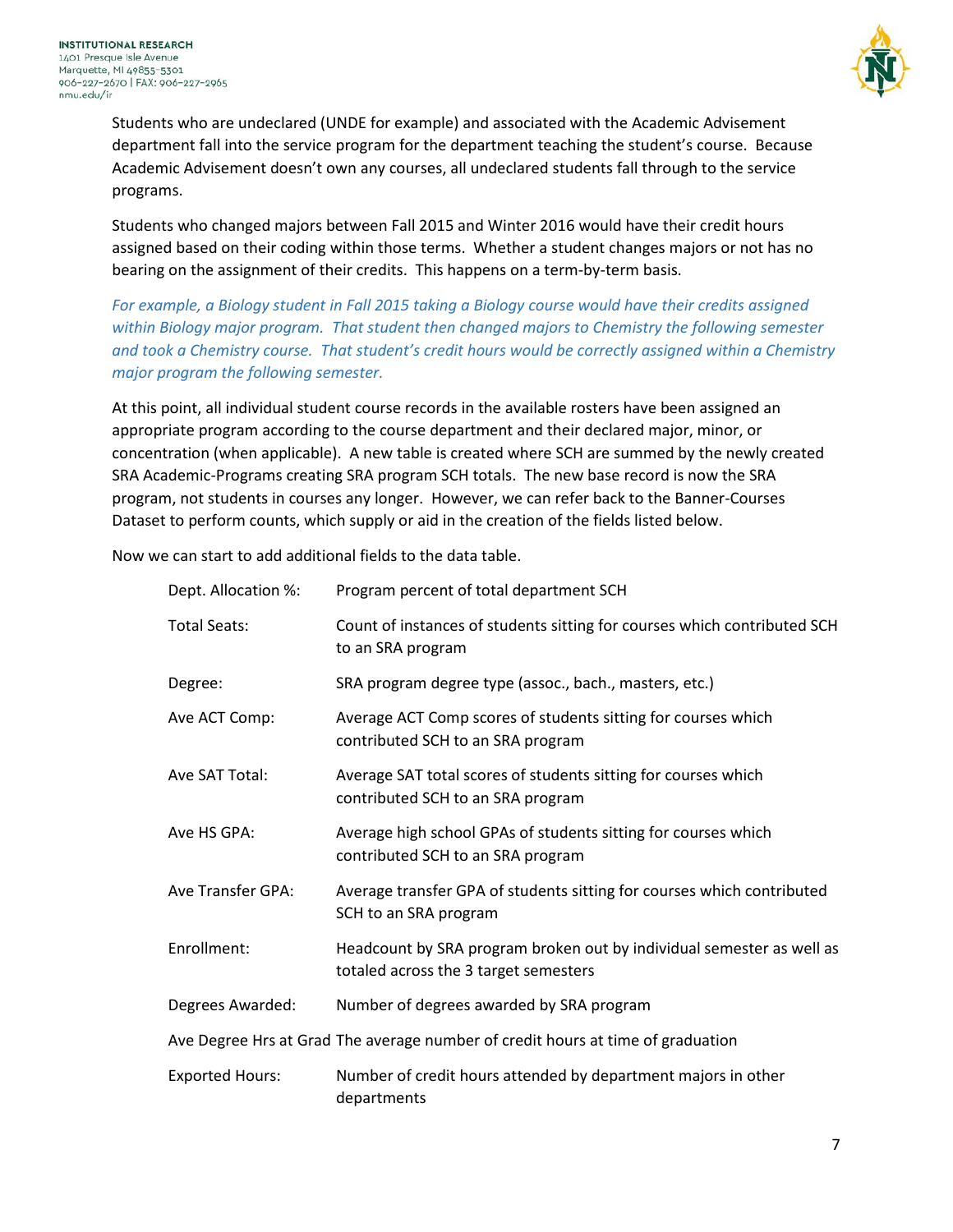Students who are undeclared (UNDE for example) and associated with the Academic Advisement department fall into the service program for the department teaching the student's course. Because Academic Advisement doesn't own any courses, all undeclared students fall through to the service programs.

Students who changed majors between Fall 2015 and Winter 2016 would have their credit hours assigned based on their coding within those terms. Whether a student changes majors or not has no bearing on the assignment of their credits. This happens on a term-by-term basis.

*For example, a Biology student in Fall 2015 taking a Biology course would have their credits assigned within Biology major program. That student then changed majors to Chemistry the following semester and took a Chemistry course. That student's credit hours would be correctly assigned within a Chemistry major program the following semester.*

At this point, all individual student course records in the available rosters have been assigned an appropriate program according to the course department and their declared major, minor, or concentration (when applicable). A new table is created where SCH are summed by the newly created SRA Academic-Programs creating SRA program SCH totals. The new base record is now the SRA program, not students in courses any longer. However, we can refer back to the Banner-Courses Dataset to perform counts, which supply or aid in the creation of the fields listed below.

Now we can start to add additional fields to the data table.

- **Dept. Allocation %:** Program percent of total department SCH
- **Total Seats:** Count of instances of students sitting for courses which contributed SCH to an SRA program
- **Degree:** SRA program degree type (assoc., bach., masters, etc.)
- **Ave ACT Comp:** Average ACT Comp scores of students sitting for courses which contributed SCH to an SRA program
- **Ave SAT Total:** Average SAT total scores of students sitting for courses which contributed SCH to an SRA program
- **Ave HS GPA:** Average high school GPAs of students sitting for courses which contributed SCH to an SRA program
- **Ave Transfer GPA:** Average transfer GPA of students sitting for courses which contributed SCH to an SRA program
- **Enrollment:** Headcount by SRA program broken out by individual semester as well as totaled across the 3 target semesters
- **Degrees Awarded:** Number of degrees awarded by SRA program
- **Ave Degree Hrs at Grad** The average number of credit hours at time of graduation
- **Exported Hours:** Number of credit hours attended by department majors in other departments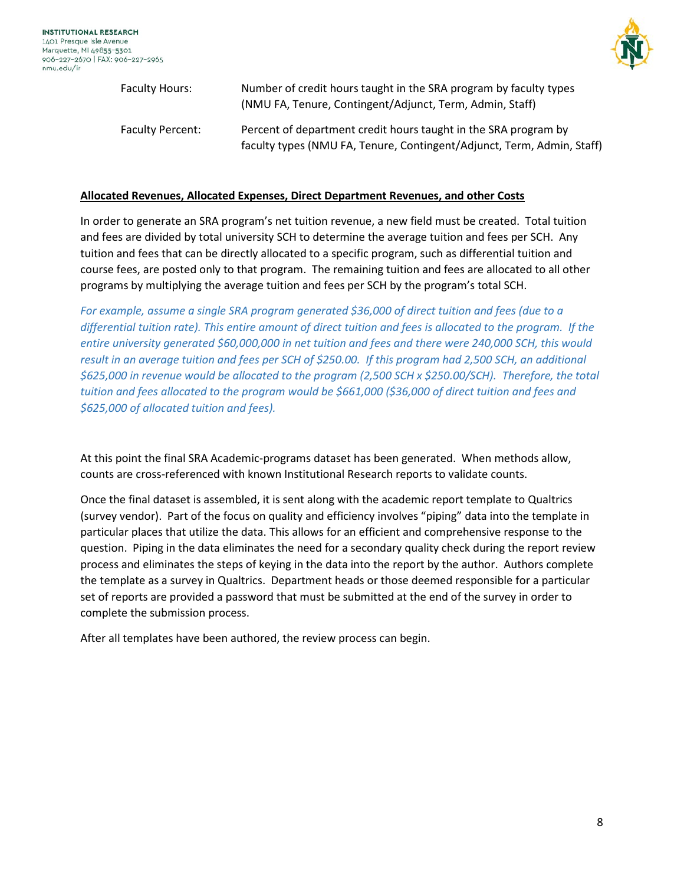| | |
|---|---|
| Faculty Hours: | Number of credit hours taught in the SRA program by faculty types (NMU FA, Tenure, Contingent/Adjunct, Term, Admin, Staff) |
| Faculty Percent: | Percent of department credit hours taught in the SRA program by faculty types (NMU FA, Tenure, Contingent/Adjunct, Term, Admin, Staff) |

**Allocated Revenues, Allocated Expenses, Direct Department Revenues, and other Costs**

In order to generate an SRA program's net tuition revenue, a new field must be created. Total tuition and fees are divided by total university SCH to determine the average tuition and fees per SCH. Any tuition and fees that can be directly allocated to a specific program, such as differential tuition and course fees, are posted only to that program. The remaining tuition and fees are allocated to all other programs by multiplying the average tuition and fees per SCH by the program's total SCH.

*For example, assume a single SRA program generated $36,000 of direct tuition and fees (due to a differential tuition rate). This entire amount of direct tuition and fees is allocated to the program. If the entire university generated $60,000,000 in net tuition and fees and there were 240,000 SCH, this would result in an average tuition and fees per SCH of $250.00. If this program had 2,500 SCH, an additional $625,000 in revenue would be allocated to the program (2,500 SCH x $250.00/SCH). Therefore, the total tuition and fees allocated to the program would be $661,000 ($36,000 of direct tuition and fees and $625,000 of allocated tuition and fees).*

At this point the final SRA Academic-programs dataset has been generated. When methods allow, counts are cross-referenced with known Institutional Research reports to validate counts.

Once the final dataset is assembled, it is sent along with the academic report template to Qualtrics (survey vendor). Part of the focus on quality and efficiency involves "piping" data into the template in particular places that utilize the data. This allows for an efficient and comprehensive response to the question. Piping in the data eliminates the need for a secondary quality check during the report review process and eliminates the steps of keying in the data into the report by the author. Authors complete the template as a survey in Qualtrics. Department heads or those deemed responsible for a particular set of reports are provided a password that must be submitted at the end of the survey in order to complete the submission process.

After all templates have been authored, the review process can begin.